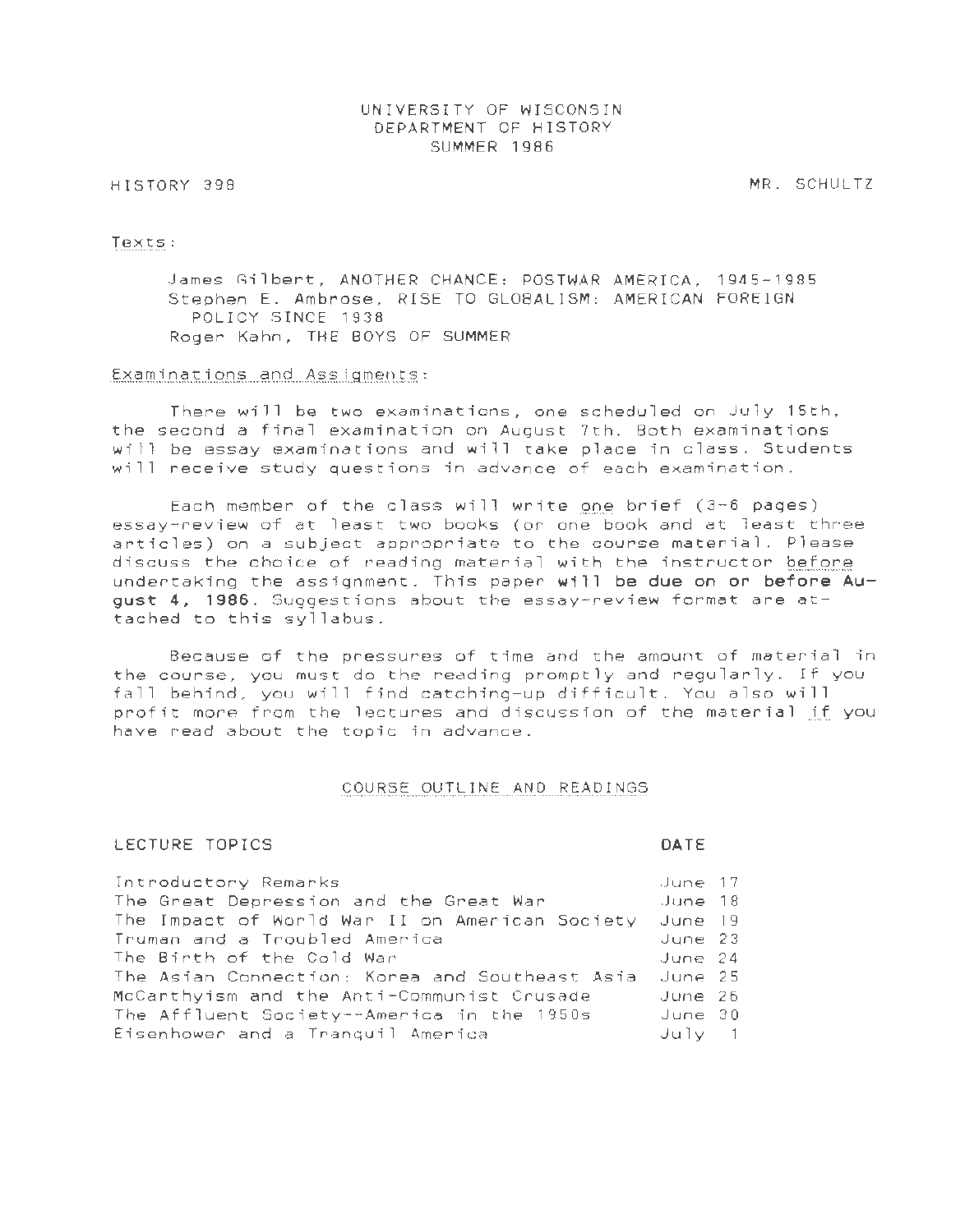UNIVERSITY OF WISCONSIN
DEPARTMENT OF HISTORY
SUMMER 1986

HISTORY 398 MR. SCHULTZ

Texts:

James Gilbert, ANOTHER CHANCE: POSTWAR AMERICA, 1945-1985
Stephen E. Ambrose, RISE TO GLOBALISM: AMERICAN FOREIGN POLICY SINCE 1938
Roger Kahn, THE BOYS OF SUMMER

Examinations and Assigments:

There will be two examinations, one scheduled on July 15th, the second a final examination on August 7th. Both examinations will be essay examinations and will take place in class. Students will receive study questions in advance of each examination.

Each member of the class will write one brief (3-6 pages) essay-review of at least two books (or one book and at least three articles) on a subject appropriate to the course material. Please discuss the choice of reading material with the instructor before undertaking the assignment. This paper **will be due on or before August 4, 1986**. Suggestions about the essay-review format are attached to this syllabus.

Because of the pressures of time and the amount of material in the course, you must do the reading promptly and regularly. If you fall behind, you will find catching-up difficult. You also will profit more from the lectures and discussion of the material if you have read about the topic in advance.

COURSE OUTLINE AND READINGS

| LECTURE TOPICS | DATE |
|---|---|
| Introductory Remarks | June 17 |
| The Great Depression and the Great War | June 18 |
| The Impact of World War II on American Society | June 19 |
| Truman and a Troubled America | June 23 |
| The Birth of the Cold War | June 24 |
| The Asian Connection: Korea and Southeast Asia | June 25 |
| McCarthyism and the Anti-Communist Crusade | June 26 |
| The Affluent Society--America in the 1950s | June 30 |
| Eisenhower and a Tranquil America | July 1 |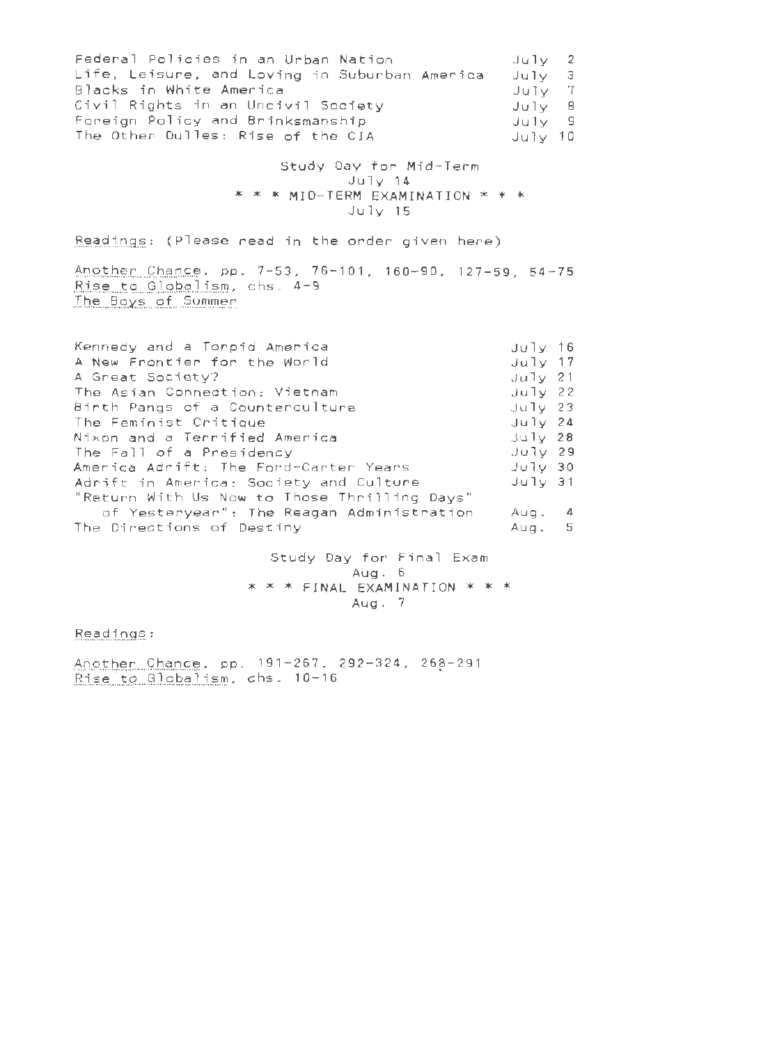| | |
|---|---|
| Federal Policies in an Urban Nation | July 2 |
| Life, Leisure, and Loving in Suburban America | July 3 |
| Blacks in White America | July 7 |
| Civil Rights in an Uncivil Society | July 8 |
| Foreign Policy and Brinksmanship | July 9 |
| The Other Dulles: Rise of the CIA | July 10 |

Study Day for Mid-Term
July 14
* * * MID-TERM EXAMINATION * * *
July 15

Readings: (Please read in the order given here)

*Another Chance*, pp. 7-53, 76-101, 160-90, 127-59, 54-75
*Rise to Globalism*, chs. 4-9
*The Boys of Summer*

| | |
|---|---|
| Kennedy and a Torpid America | July 16 |
| A New Frontier for the World | July 17 |
| A Great Society? | July 21 |
| The Asian Connection: Vietnam | July 22 |
| Birth Pangs of a Counterculture | July 23 |
| The Feminist Critique | July 24 |
| Nixon and a Terrified America | July 28 |
| The Fall of a Presidency | July 29 |
| America Adrift: The Ford-Carter Years | July 30 |
| Adrift in America: Society and Culture | July 31 |
| "Return With Us Now to Those Thrilling Days" of Yesteryear": The Reagan Administration | Aug. 4 |
| The Directions of Destiny | Aug. 5 |

Study Day for Final Exam
Aug. 6
* * * FINAL EXAMINATION * * *
Aug. 7

Readings:

*Another Chance*, pp. 191-267, 292-324, 268-291
*Rise to Globalism*, chs. 10-16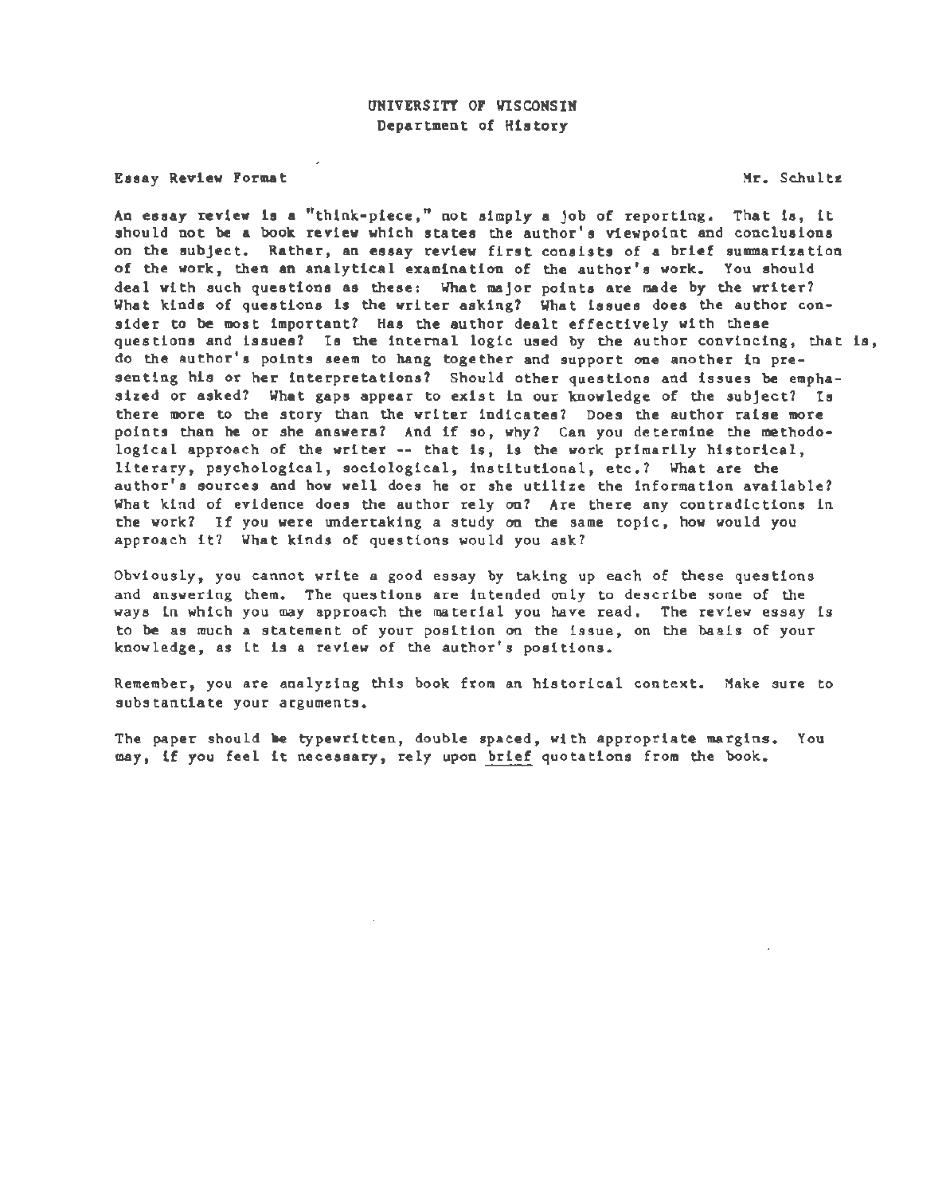UNIVERSITY OF WISCONSIN
Department of History

Essay Review Format

Mr. Schultz

An essay review is a "think-piece," not simply a job of reporting. That is, it should not be a book review which states the author's viewpoint and conclusions on the subject. Rather, an essay review first consists of a brief summarization of the work, then an analytical examination of the author's work. You should deal with such questions as these: What major points are made by the writer? What kinds of questions is the writer asking? What issues does the author consider to be most important? Has the author dealt effectively with these questions and issues? Is the internal logic used by the author convincing, that is, do the author's points seem to hang together and support one another in presenting his or her interpretations? Should other questions and issues be emphasized or asked? What gaps appear to exist in our knowledge of the subject? Is there more to the story than the writer indicates? Does the author raise more points than he or she answers? And if so, why? Can you determine the methodological approach of the writer -- that is, is the work primarily historical, literary, psychological, sociological, institutional, etc.? What are the author's sources and how well does he or she utilize the information available? What kind of evidence does the author rely on? Are there any contradictions in the work? If you were undertaking a study on the same topic, how would you approach it? What kinds of questions would you ask?

Obviously, you cannot write a good essay by taking up each of these questions and answering them. The questions are intended only to describe some of the ways in which you may approach the material you have read. The review essay is to be as much a statement of your position on the issue, on the basis of your knowledge, as it is a review of the author's positions.

Remember, you are analyzing this book from an historical context. Make sure to substantiate your arguments.

The paper should be typewritten, double spaced, with appropriate margins. You may, if you feel it necessary, rely upon <u>brief</u> quotations from the book.